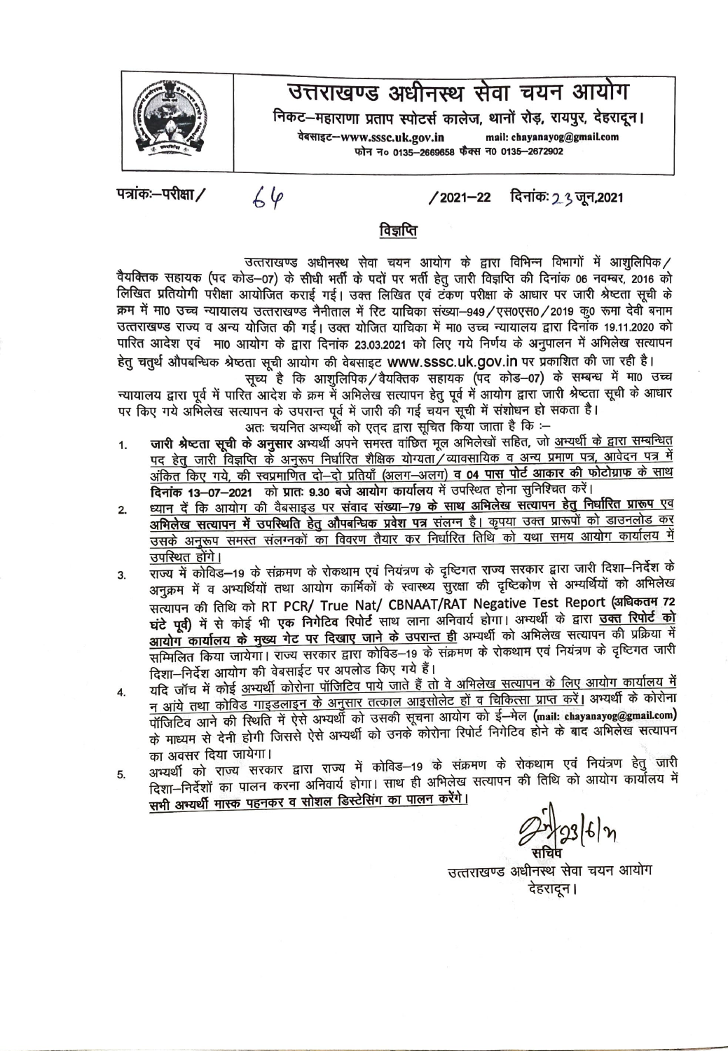# उत्तराखण्ड अधीनस्थ सेवा चयन आयोग

निकट–महाराणा प्रताप स्पोर्ट्स कालेज, थानों रोड़, रायपुर, देहरादून।

वेबसाइट–www.sssc.uk.gov.in mail: chayanayog@gmail.com

फोन न० 0135–2669658 फैक्स न0 0135–2672902

पत्रांकः–परीक्षा/ 64 /2021–22 दिनांकः 23 जून,2021

## विज्ञप्ति

उत्तराखण्ड अधीनस्थ सेवा चयन आयोग के द्वारा विभिन्न विभागों में आशुलिपिक/वैयक्तिक सहायक (पद कोड–07) के सीधी भर्ती के पदों पर भर्ती हेतु जारी विज्ञप्ति की दिनांक 06 नवम्बर, 2016 को लिखित प्रतियोगी परीक्षा आयोजित कराई गई। उक्त लिखित एवं टंकण परीक्षा के आधार पर जारी श्रेष्ठता सूची के क्रम में मा0 उच्च न्यायालय उत्तराखण्ड नैनीताल में रिट याचिका संख्या–949/एस0एस0/2019 कु0 रूमा देवी बनाम उत्तराखण्ड राज्य व अन्य योजित की गई। उक्त योजित याचिका में मा0 उच्च न्यायालय द्वारा दिनांक 19.11.2020 को पारित आदेश एवं मा0 आयोग के द्वारा दिनांक 23.03.2021 को लिए गये निर्णय के अनुपालन में अभिलेख सत्यापन हेतु चतुर्थ औपबन्धिक श्रेष्ठता सूची आयोग की वेबसाइट **www.sssc.uk.gov.in** पर प्रकाशित की जा रही है।

सूच्य है कि आशुलिपिक/वैयक्तिक सहायक (पद कोड–07) के सम्बन्ध में मा0 उच्च न्यायालय द्वारा पूर्व में पारित आदेश के क्रम में अभिलेख सत्यापन हेतु पूर्व में आयोग द्वारा जारी श्रेष्ठता सूची के आधार पर किए गये अभिलेख सत्यापन के उपरान्त पूर्व में जारी की गई चयन सूची में संशोधन हो सकता है।

अतः चयनित अभ्यर्थी को एतद् द्वारा सूचित किया जाता है कि :–

1. **जारी श्रेष्ठता सूची के अनुसार** अभ्यर्थी अपने समस्त वांछित मूल अभिलेखों सहित, जो अभ्यर्थी के द्वारा सम्बन्धित पद हेतु जारी विज्ञप्ति के अनुरूप निर्धारित शैक्षिक योग्यता/व्यावसायिक व अन्य प्रमाण पत्र, आवेदन पत्र में अंकित किए गये, की स्वप्रमाणित दो–दो प्रतियाँ (अलग–अलग) **व 04 पास पोर्ट आकार की फोटोग्राफ के साथ दिनांक 13–07–2021** को **प्रातः 9.30 बजे आयोग कार्यालय** में उपस्थित होना सुनिश्चित करें।
2. ध्यान दें कि आयोग की वैबसाइड पर **संवाद संख्या–79 के साथ अभिलेख सत्यापन हेतु निर्धारित प्रारूप एव अभिलेख सत्यापन में उपस्थिति हेतु औपबन्धिक प्रवेश पत्र संलग्न है।** कृपया उक्त प्रारूपों को डाउनलोड कर उसके अनुरूप समस्त संलग्नकों का विवरण तैयार कर निर्धारित तिथि को यथा समय आयोग कार्यालय में उपस्थित होंगे।
3. राज्य में कोविड–19 के संक्रमण के रोकथाम एवं नियंत्रण के दृष्टिगत राज्य सरकार द्वारा जारी दिशा–निर्देश के अनुक्रम में व अभ्यर्थियों तथा आयोग कार्मिकों के स्वास्थ्य सुरक्षा की दृष्टिकोण से अभ्यर्थियों को अभिलेख सत्यापन की तिथि को RT PCR/ True Nat/ CBNAAT/RAT Negative Test Report **(अधिकतम 72 घंटे पूर्व)** में से कोई भी **एक निगेटिव रिपोर्ट** साथ लाना अनिवार्य होगा। अभ्यर्थी के द्वारा **उक्त रिपोर्ट को आयोग कार्यालय के मुख्य गेट पर दिखाए जाने के उपरान्त ही** अभ्यर्थी को अभिलेख सत्यापन की प्रक्रिया में सम्मिलित किया जायेगा। राज्य सरकार द्वारा कोविड–19 के संक्रमण के रोकथाम एवं नियंत्रण के दृष्टिगत जारी दिशा–निर्देश आयोग की वेबसाईट पर अपलोड किए गये हैं।
4. यदि जॉच में कोई अभ्यर्थी कोरोना पॉजिटिव पाये जाते हैं तो वे अभिलेख सत्यापन के लिए आयोग कार्यालय में न आंये तथा कोविड गाइडलाइन के अनुसार तत्काल आइसोलेट हों व चिकित्सा प्राप्त करें। अभ्यर्थी के कोरोना पॉजिटिव आने की स्थिति में ऐसे अभ्यर्थी को उसकी सूचना आयोग को ई–मेल **(mail: chayanayog@gmail.com)** के माध्यम से देनी होगी जिससे ऐसे अभ्यर्थी को उनके कोरोना रिपोर्ट निगेटिव होने के बाद अभिलेख सत्यापन का अवसर दिया जायेगा।
5. अभ्यर्थी को राज्य सरकार द्वारा राज्य में कोविड–19 के संक्रमण के रोकथाम एवं नियंत्रण हेतु जारी दिशा–निर्देशों का पालन करना अनिवार्य होगा। साथ ही अभिलेख सत्यापन की तिथि को आयोग कार्यालय में **सभी अभ्यर्थी मास्क पहनकर व सोशल डिस्टेंसिंग का पालन करेंगे।**

23/6/21

सचिव

उत्तराखण्ड अधीनस्थ सेवा चयन आयोग

देहरादून।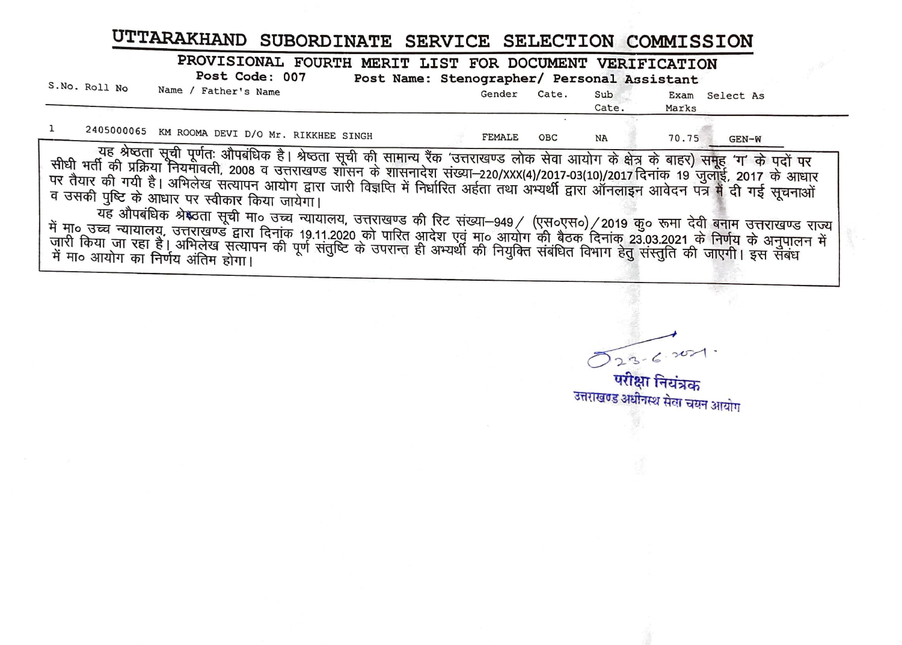# UTTARAKHAND SUBORDINATE SERVICE SELECTION COMMISSION

## PROVISIONAL FOURTH MERIT LIST FOR DOCUMENT VERIFICATION

**Post Code: 007** **Post Name: Stenographer/ Personal Assistant**

| S.No. | Roll No | Name / Father's Name | Gender | Cate. | Sub Cate. | Exam Marks | Select As |
|---|---|---|---|---|---|---|---|
| 1 | 2405000065 | KM ROOMA DEVI D/O Mr. RIKKHEE SINGH | FEMALE | OBC | NA | 70.75 | GEN-W |

यह श्रेष्ठता सूची पूर्णतः औपबंधिक है। श्रेष्ठता सूची की सामान्य रैंक 'उत्तराखण्ड लोक सेवा आयोग के क्षेत्र के बाहर) समूह 'ग' के पदों पर सीधी भर्ती की प्रक्रिया नियमावली, 2008 व उत्तराखण्ड शासन के शासनादेश संख्या–220/XXX(4)/2017-03(10)/2017 दिनांक 19 जुलाई, 2017 के आधार पर तैयार की गयी है। अभिलेख सत्यापन आयोग द्वारा जारी विज्ञप्ति में निर्धारित अर्हता तथा अभ्यर्थी द्वारा ऑनलाइन आवेदन पत्र में दी गई सूचनाओं व उसकी पुष्टि के आधार पर स्वीकार किया जायेगा।

यह औपबंधिक श्रेष्ठता सूची मा० उच्च न्यायालय, उत्तराखण्ड की रिट संख्या–949/ (एस०एस०)/2019 कु० रूमा देवी बनाम उत्तराखण्ड राज्य में मा० उच्च न्यायालय, उत्तराखण्ड द्वारा दिनांक 19.11.2020 को पारित आदेश एवं मा० आयोग की बैठक दिनांक 23.03.2021 के निर्णय के अनुपालन में जारी किया जा रहा है। अभिलेख सत्यापन की पूर्ण संतुष्टि के उपरान्त ही अभ्यर्थी की नियुक्ति संबंधित विभाग हेतु संस्तुति की जाएगी। इस संबध में मा० आयोग का निर्णय अंतिम होगा।

23-6-2021

परीक्षा नियंत्रक
उत्तराखण्ड अधीनस्थ सेवा चयन आयोग